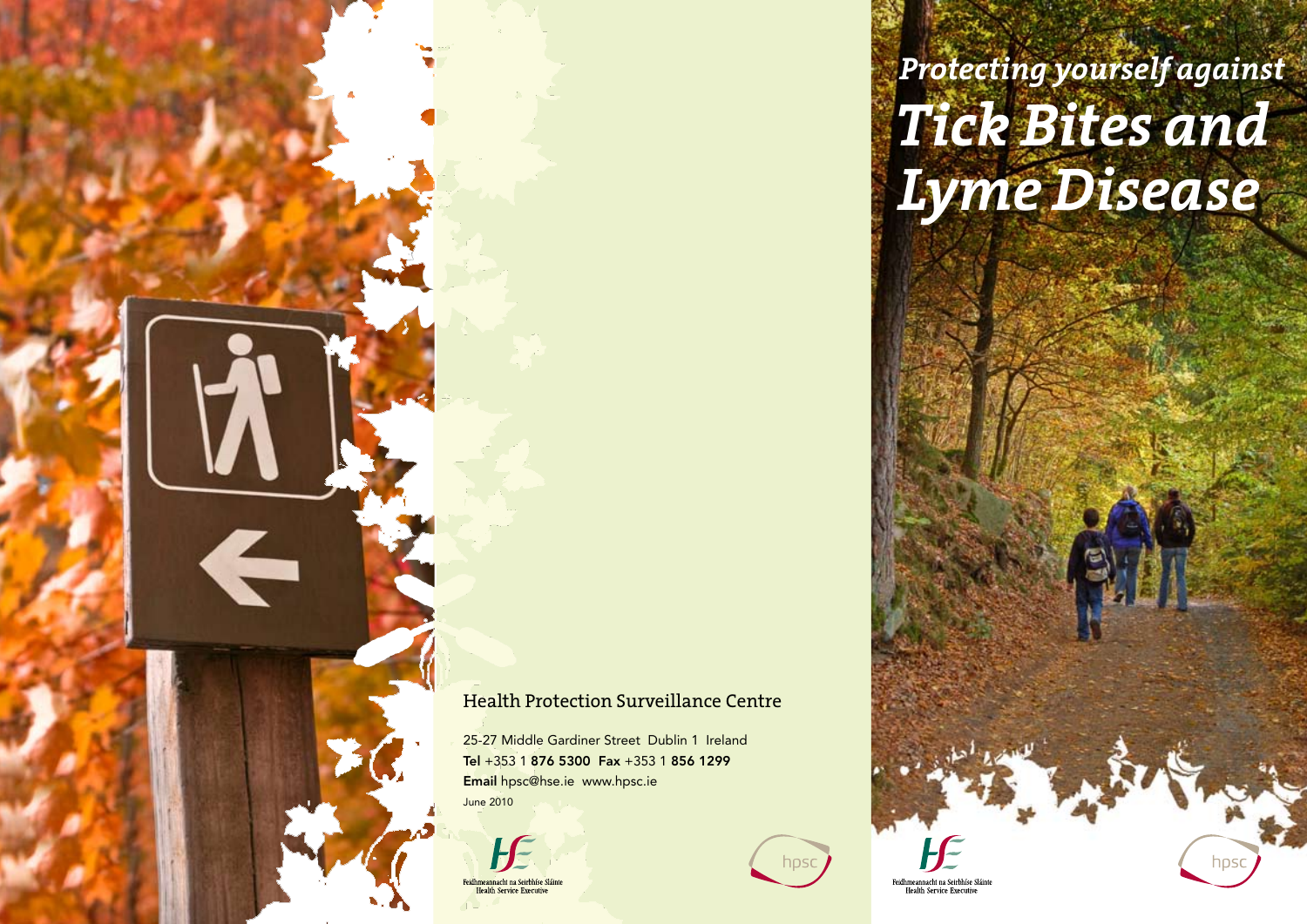# *Protecting yourself against* *Tick Bites and Lyme Disease*

Health Protection Surveillance Centre

25-27 Middle Gardiner Street Dublin 1 Ireland
**Tel** +353 1 **876 5300** **Fax** +353 1 **856 1299**
**Email** hpsc@hse.ie www.hpsc.ie
June 2010

Feidhmeannacht na Seirbhíse Sláinte
Health Service Executive

hpsc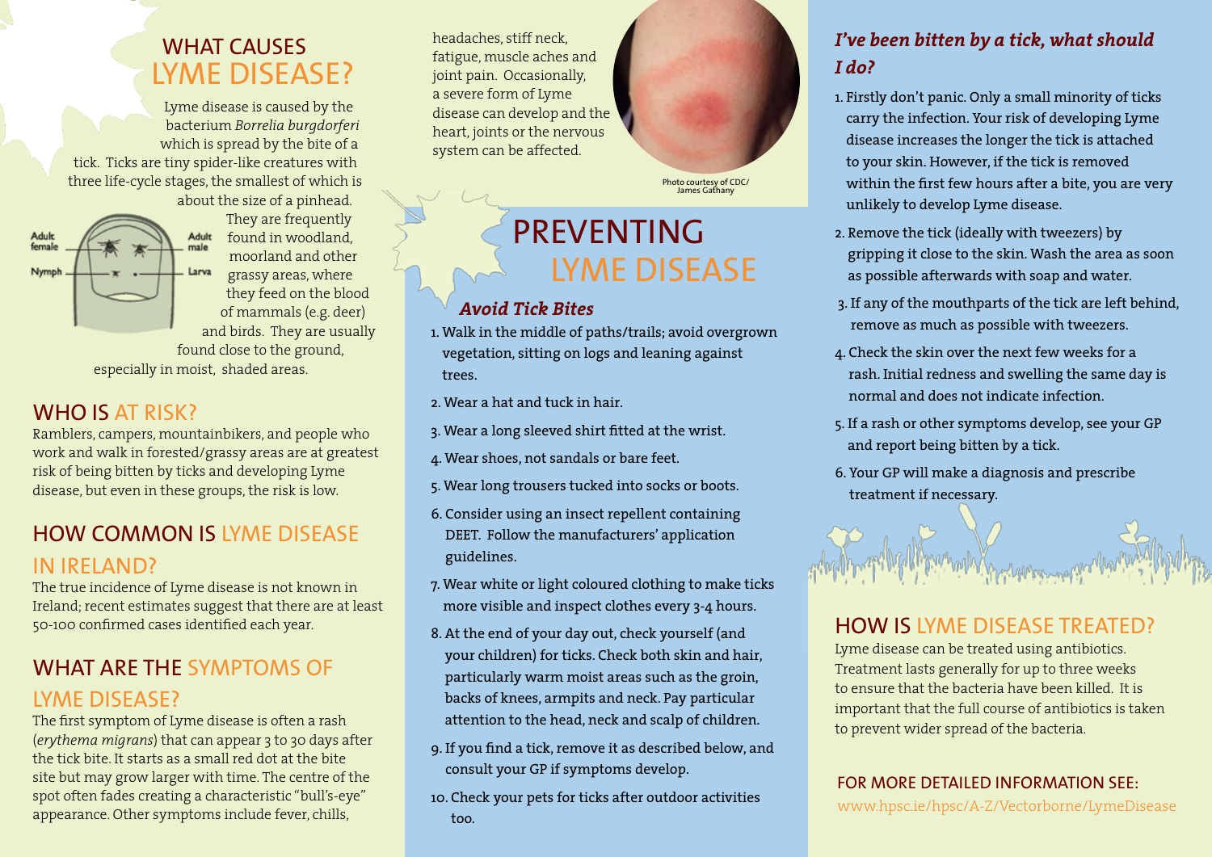## WHAT CAUSES LYME DISEASE?

Lyme disease is caused by the bacterium *Borrelia burgdorferi* which is spread by the bite of a tick. Ticks are tiny spider-like creatures with three life-cycle stages, the smallest of which is about the size of a pinhead. They are frequently found in woodland, moorland and other grassy areas, where they feed on the blood of mammals (e.g. deer) and birds. They are usually found close to the ground, especially in moist, shaded areas.

Adult female
Adult male
Nymph
Larva

## WHO IS AT RISK?

Ramblers, campers, mountainbikers, and people who work and walk in forested/grassy areas are at greatest risk of being bitten by ticks and developing Lyme disease, but even in these groups, the risk is low.

## HOW COMMON IS LYME DISEASE IN IRELAND?

The true incidence of Lyme disease is not known in Ireland; recent estimates suggest that there are at least 50-100 confirmed cases identified each year.

## WHAT ARE THE SYMPTOMS OF LYME DISEASE?

The first symptom of Lyme disease is often a rash (*erythema migrans*) that can appear 3 to 30 days after the tick bite. It starts as a small red dot at the bite site but may grow larger with time. The centre of the spot often fades creating a characteristic "bull's-eye" appearance. Other symptoms include fever, chills, headaches, stiff neck, fatigue, muscle aches and joint pain. Occasionally, a severe form of Lyme disease can develop and the heart, joints or the nervous system can be affected.

Photo courtesy of CDC/ James Gathany

## PREVENTING LYME DISEASE

### *Avoid Tick Bites*

1. Walk in the middle of paths/trails; avoid overgrown vegetation, sitting on logs and leaning against trees.
2. Wear a hat and tuck in hair.
3. Wear a long sleeved shirt fitted at the wrist.
4. Wear shoes, not sandals or bare feet.
5. Wear long trousers tucked into socks or boots.
6. Consider using an insect repellent containing DEET. Follow the manufacturers' application guidelines.
7. Wear white or light coloured clothing to make ticks more visible and inspect clothes every 3-4 hours.
8. At the end of your day out, check yourself (and your children) for ticks. Check both skin and hair, particularly warm moist areas such as the groin, backs of knees, armpits and neck. Pay particular attention to the head, neck and scalp of children.
9. If you find a tick, remove it as described below, and consult your GP if symptoms develop.
10. Check your pets for ticks after outdoor activities too.

### *I've been bitten by a tick, what should I do?*

1. Firstly don't panic. Only a small minority of ticks carry the infection. Your risk of developing Lyme disease increases the longer the tick is attached to your skin. However, if the tick is removed within the first few hours after a bite, you are very unlikely to develop Lyme disease.
2. Remove the tick (ideally with tweezers) by gripping it close to the skin. Wash the area as soon as possible afterwards with soap and water.
3. If any of the mouthparts of the tick are left behind, remove as much as possible with tweezers.
4. Check the skin over the next few weeks for a rash. Initial redness and swelling the same day is normal and does not indicate infection.
5. If a rash or other symptoms develop, see your GP and report being bitten by a tick.
6. Your GP will make a diagnosis and prescribe treatment if necessary.

## HOW IS LYME DISEASE TREATED?

Lyme disease can be treated using antibiotics. Treatment lasts generally for up to three weeks to ensure that the bacteria have been killed. It is important that the full course of antibiotics is taken to prevent wider spread of the bacteria.

### FOR MORE DETAILED INFORMATION SEE:

www.hpsc.ie/hpsc/A-Z/Vectorborne/LymeDisease